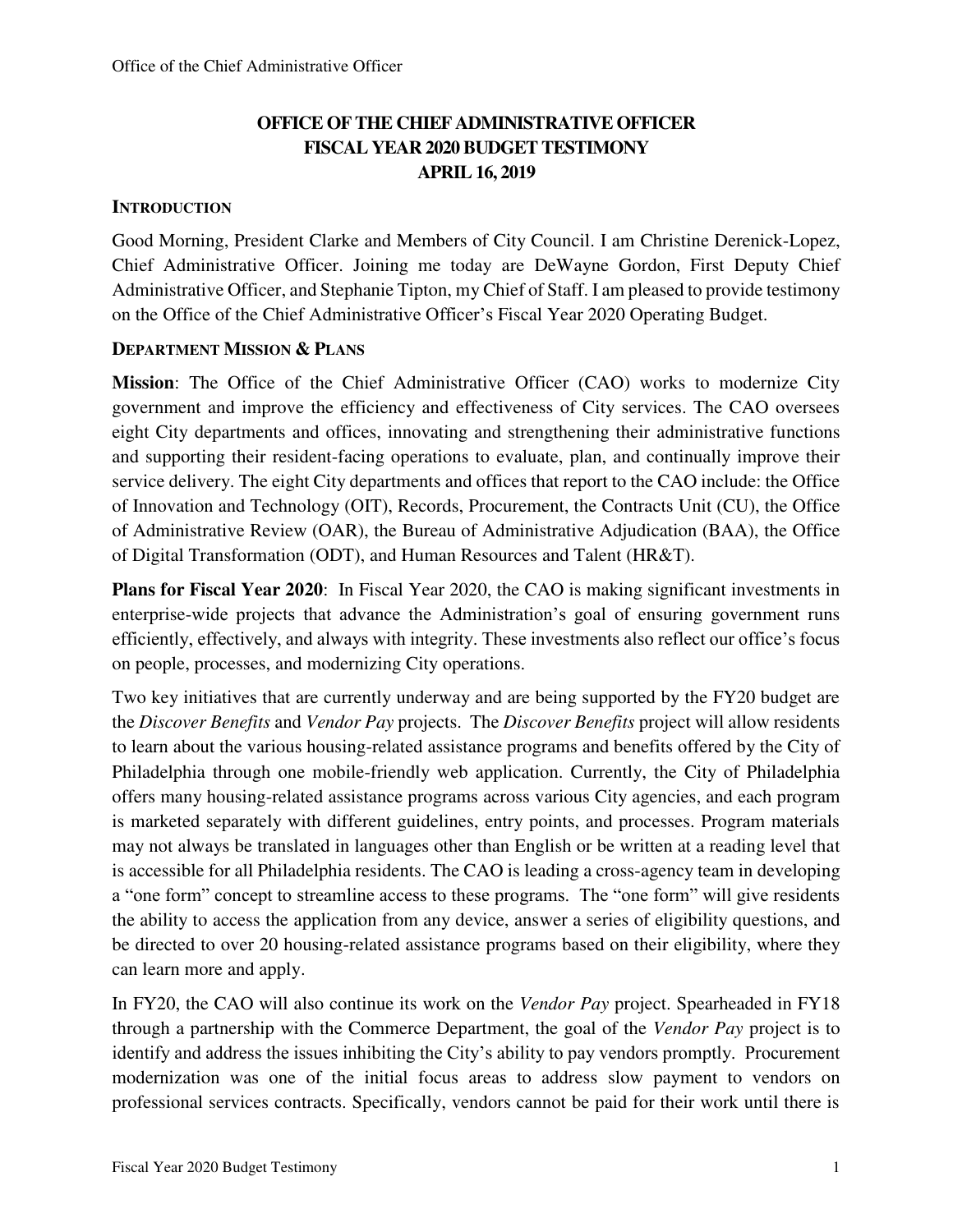# OFFICE OF THE CHIEF ADMINISTRATIVE OFFICER
# FISCAL YEAR 2020 BUDGET TESTIMONY
# APRIL 16, 2019

## INTRODUCTION

Good Morning, President Clarke and Members of City Council. I am Christine Derenick-Lopez, Chief Administrative Officer. Joining me today are DeWayne Gordon, First Deputy Chief Administrative Officer, and Stephanie Tipton, my Chief of Staff. I am pleased to provide testimony on the Office of the Chief Administrative Officer's Fiscal Year 2020 Operating Budget.

## DEPARTMENT MISSION & PLANS

**Mission**: The Office of the Chief Administrative Officer (CAO) works to modernize City government and improve the efficiency and effectiveness of City services. The CAO oversees eight City departments and offices, innovating and strengthening their administrative functions and supporting their resident-facing operations to evaluate, plan, and continually improve their service delivery. The eight City departments and offices that report to the CAO include: the Office of Innovation and Technology (OIT), Records, Procurement, the Contracts Unit (CU), the Office of Administrative Review (OAR), the Bureau of Administrative Adjudication (BAA), the Office of Digital Transformation (ODT), and Human Resources and Talent (HR&T).

**Plans for Fiscal Year 2020**: In Fiscal Year 2020, the CAO is making significant investments in enterprise-wide projects that advance the Administration's goal of ensuring government runs efficiently, effectively, and always with integrity. These investments also reflect our office's focus on people, processes, and modernizing City operations.

Two key initiatives that are currently underway and are being supported by the FY20 budget are the *Discover Benefits* and *Vendor Pay* projects. The *Discover Benefits* project will allow residents to learn about the various housing-related assistance programs and benefits offered by the City of Philadelphia through one mobile-friendly web application. Currently, the City of Philadelphia offers many housing-related assistance programs across various City agencies, and each program is marketed separately with different guidelines, entry points, and processes. Program materials may not always be translated in languages other than English or be written at a reading level that is accessible for all Philadelphia residents. The CAO is leading a cross-agency team in developing a "one form" concept to streamline access to these programs. The "one form" will give residents the ability to access the application from any device, answer a series of eligibility questions, and be directed to over 20 housing-related assistance programs based on their eligibility, where they can learn more and apply.

In FY20, the CAO will also continue its work on the *Vendor Pay* project. Spearheaded in FY18 through a partnership with the Commerce Department, the goal of the *Vendor Pay* project is to identify and address the issues inhibiting the City's ability to pay vendors promptly. Procurement modernization was one of the initial focus areas to address slow payment to vendors on professional services contracts. Specifically, vendors cannot be paid for their work until there is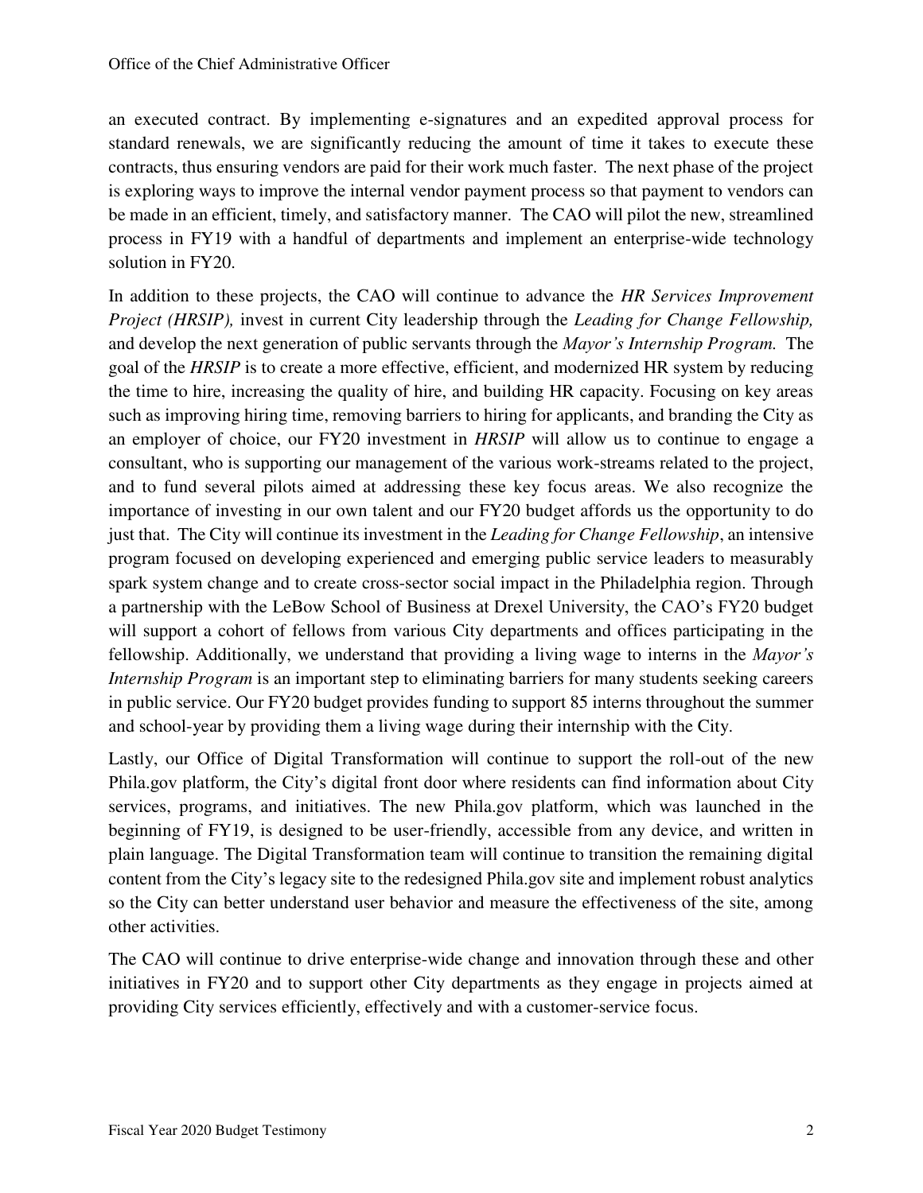an executed contract. By implementing e-signatures and an expedited approval process for standard renewals, we are significantly reducing the amount of time it takes to execute these contracts, thus ensuring vendors are paid for their work much faster. The next phase of the project is exploring ways to improve the internal vendor payment process so that payment to vendors can be made in an efficient, timely, and satisfactory manner. The CAO will pilot the new, streamlined process in FY19 with a handful of departments and implement an enterprise-wide technology solution in FY20.

In addition to these projects, the CAO will continue to advance the *HR Services Improvement Project (HRSIP),* invest in current City leadership through the *Leading for Change Fellowship,* and develop the next generation of public servants through the *Mayor's Internship Program.* The goal of the *HRSIP* is to create a more effective, efficient, and modernized HR system by reducing the time to hire, increasing the quality of hire, and building HR capacity. Focusing on key areas such as improving hiring time, removing barriers to hiring for applicants, and branding the City as an employer of choice, our FY20 investment in *HRSIP* will allow us to continue to engage a consultant, who is supporting our management of the various work-streams related to the project, and to fund several pilots aimed at addressing these key focus areas. We also recognize the importance of investing in our own talent and our FY20 budget affords us the opportunity to do just that. The City will continue its investment in the *Leading for Change Fellowship*, an intensive program focused on developing experienced and emerging public service leaders to measurably spark system change and to create cross-sector social impact in the Philadelphia region. Through a partnership with the LeBow School of Business at Drexel University, the CAO's FY20 budget will support a cohort of fellows from various City departments and offices participating in the fellowship. Additionally, we understand that providing a living wage to interns in the *Mayor's Internship Program* is an important step to eliminating barriers for many students seeking careers in public service. Our FY20 budget provides funding to support 85 interns throughout the summer and school-year by providing them a living wage during their internship with the City.

Lastly, our Office of Digital Transformation will continue to support the roll-out of the new Phila.gov platform, the City's digital front door where residents can find information about City services, programs, and initiatives. The new Phila.gov platform, which was launched in the beginning of FY19, is designed to be user-friendly, accessible from any device, and written in plain language. The Digital Transformation team will continue to transition the remaining digital content from the City's legacy site to the redesigned Phila.gov site and implement robust analytics so the City can better understand user behavior and measure the effectiveness of the site, among other activities.

The CAO will continue to drive enterprise-wide change and innovation through these and other initiatives in FY20 and to support other City departments as they engage in projects aimed at providing City services efficiently, effectively and with a customer-service focus.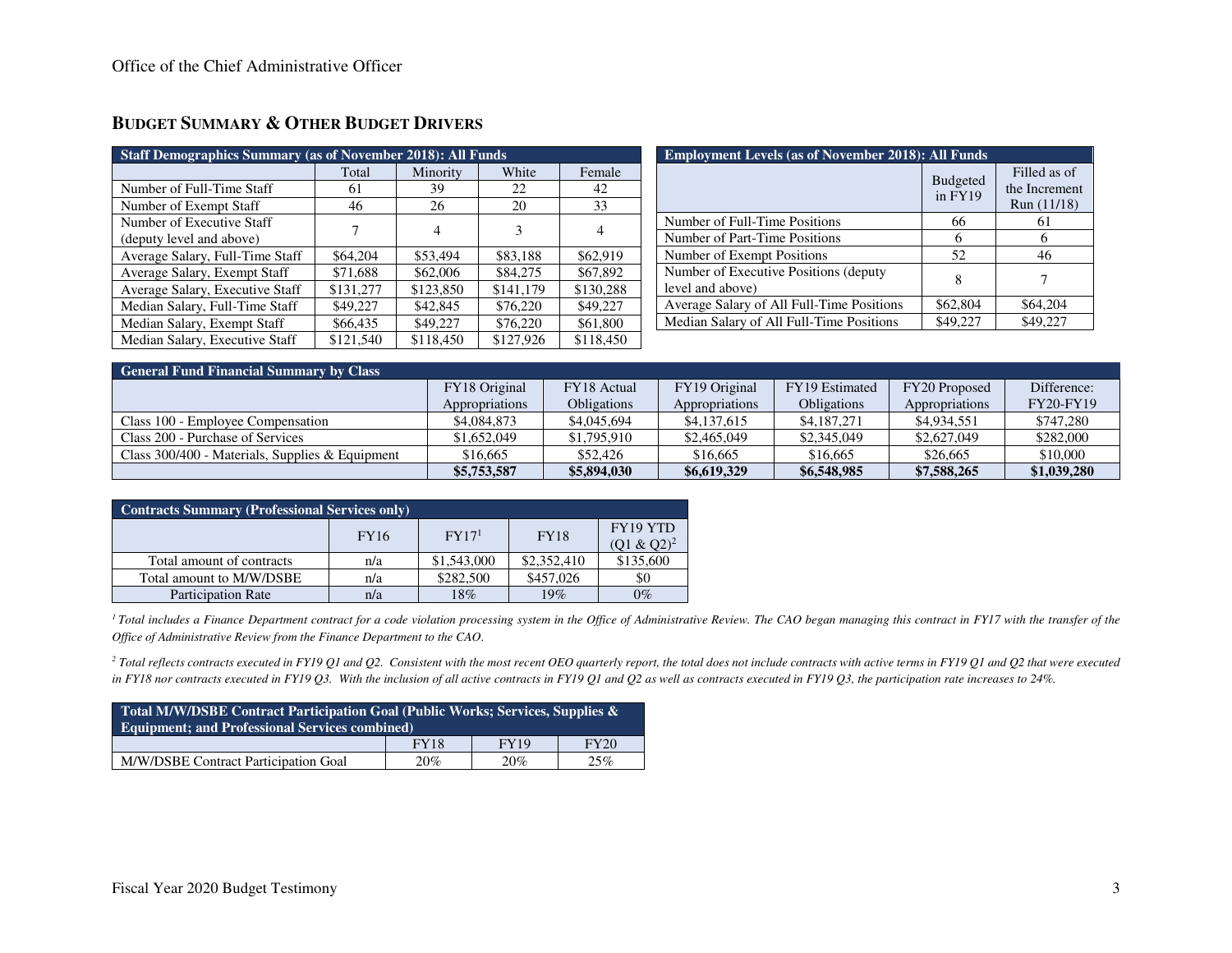## Budget Summary & Other Budget Drivers

| Staff Demographics Summary (as of November 2018): All Funds | | | | |
|---|---|---|---|---|
| | Total | Minority | White | Female |
| Number of Full-Time Staff | 61 | 39 | 22 | 42 |
| Number of Exempt Staff | 46 | 26 | 20 | 33 |
| Number of Executive Staff (deputy level and above) | 7 | 4 | 3 | 4 |
| Average Salary, Full-Time Staff | $64,204 | $53,494 | $83,188 | $62,919 |
| Average Salary, Exempt Staff | $71,688 | $62,006 | $84,275 | $67,892 |
| Average Salary, Executive Staff | $131,277 | $123,850 | $141,179 | $130,288 |
| Median Salary, Full-Time Staff | $49,227 | $42,845 | $76,220 | $49,227 |
| Median Salary, Exempt Staff | $66,435 | $49,227 | $76,220 | $61,800 |
| Median Salary, Executive Staff | $121,540 | $118,450 | $127,926 | $118,450 |

| Employment Levels (as of November 2018): All Funds | | |
|---|---|---|
| | Budgeted in FY19 | Filled as of the Increment Run (11/18) |
| Number of Full-Time Positions | 66 | 61 |
| Number of Part-Time Positions | 6 | 6 |
| Number of Exempt Positions | 52 | 46 |
| Number of Executive Positions (deputy level and above) | 8 | 7 |
| Average Salary of All Full-Time Positions | $62,804 | $64,204 |
| Median Salary of All Full-Time Positions | $49,227 | $49,227 |

| General Fund Financial Summary by Class | | | | | | |
|---|---|---|---|---|---|---|
| | FY18 Original Appropriations | FY18 Actual Obligations | FY19 Original Appropriations | FY19 Estimated Obligations | FY20 Proposed Appropriations | Difference: FY20-FY19 |
| Class 100 - Employee Compensation | $4,084,873 | $4,045,694 | $4,137,615 | $4,187,271 | $4,934,551 | $747,280 |
| Class 200 - Purchase of Services | $1,652,049 | $1,795,910 | $2,465,049 | $2,345,049 | $2,627,049 | $282,000 |
| Class 300/400 - Materials, Supplies & Equipment | $16,665 | $52,426 | $16,665 | $16,665 | $26,665 | $10,000 |
| | **$5,753,587** | **$5,894,030** | **$6,619,329** | **$6,548,985** | **$7,588,265** | **$1,039,280** |

| Contracts Summary (Professional Services only) | | | | |
|---|---|---|---|---|
| | FY16 | FY17[1] | FY18 | FY19 YTD (Q1 & Q2)[2] |
| Total amount of contracts | n/a | $1,543,000 | $2,352,410 | $135,600 |
| Total amount to M/W/DSBE | n/a | $282,500 | $457,026 | $0 |
| Participation Rate | n/a | 18% | 19% | 0% |

*[1] Total includes a Finance Department contract for a code violation processing system in the Office of Administrative Review. The CAO began managing this contract in FY17 with the transfer of the Office of Administrative Review from the Finance Department to the CAO.*

*[2] Total reflects contracts executed in FY19 Q1 and Q2. Consistent with the most recent OEO quarterly report, the total does not include contracts with active terms in FY19 Q1 and Q2 that were executed in FY18 nor contracts executed in FY19 Q3. With the inclusion of all active contracts in FY19 Q1 and Q2 as well as contracts executed in FY19 Q3, the participation rate increases to 24%.*

| Total M/W/DSBE Contract Participation Goal (Public Works; Services, Supplies & Equipment; and Professional Services combined) | | | |
|---|---|---|---|
| | FY18 | FY19 | FY20 |
| M/W/DSBE Contract Participation Goal | 20% | 20% | 25% |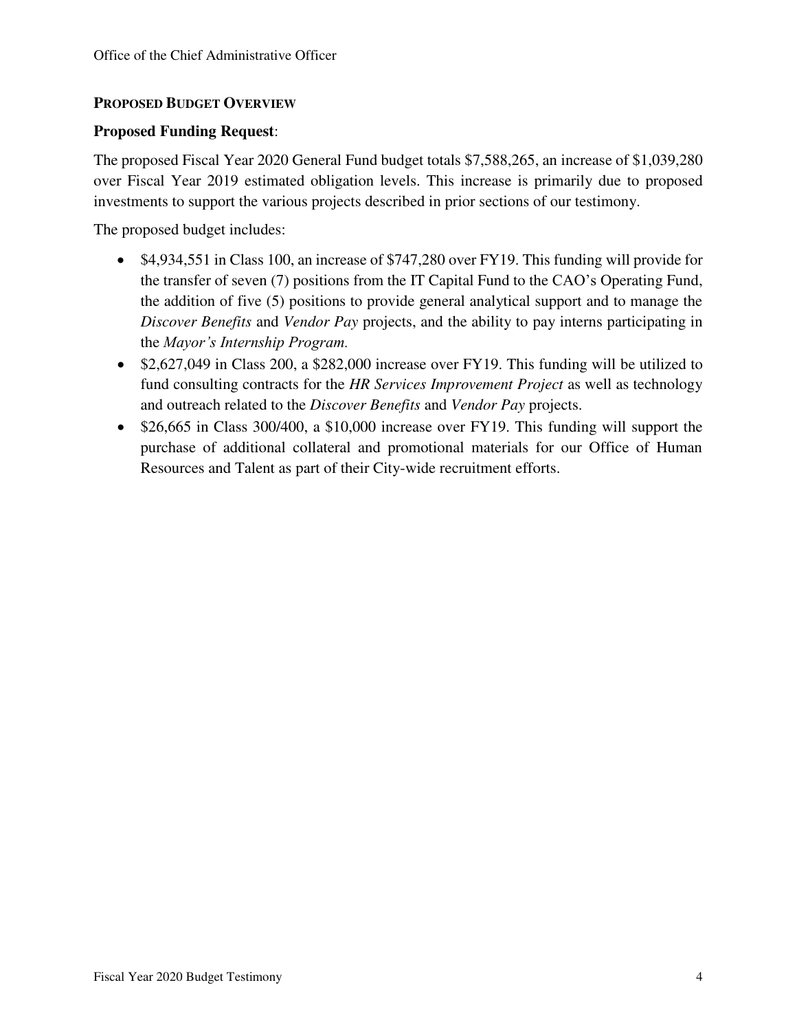## PROPOSED BUDGET OVERVIEW

**Proposed Funding Request**:

The proposed Fiscal Year 2020 General Fund budget totals $7,588,265, an increase of $1,039,280 over Fiscal Year 2019 estimated obligation levels. This increase is primarily due to proposed investments to support the various projects described in prior sections of our testimony.

The proposed budget includes:

- $4,934,551 in Class 100, an increase of $747,280 over FY19. This funding will provide for the transfer of seven (7) positions from the IT Capital Fund to the CAO's Operating Fund, the addition of five (5) positions to provide general analytical support and to manage the *Discover Benefits* and *Vendor Pay* projects, and the ability to pay interns participating in the *Mayor's Internship Program.*
- $2,627,049 in Class 200, a $282,000 increase over FY19. This funding will be utilized to fund consulting contracts for the *HR Services Improvement Project* as well as technology and outreach related to the *Discover Benefits* and *Vendor Pay* projects.
- $26,665 in Class 300/400, a $10,000 increase over FY19. This funding will support the purchase of additional collateral and promotional materials for our Office of Human Resources and Talent as part of their City-wide recruitment efforts.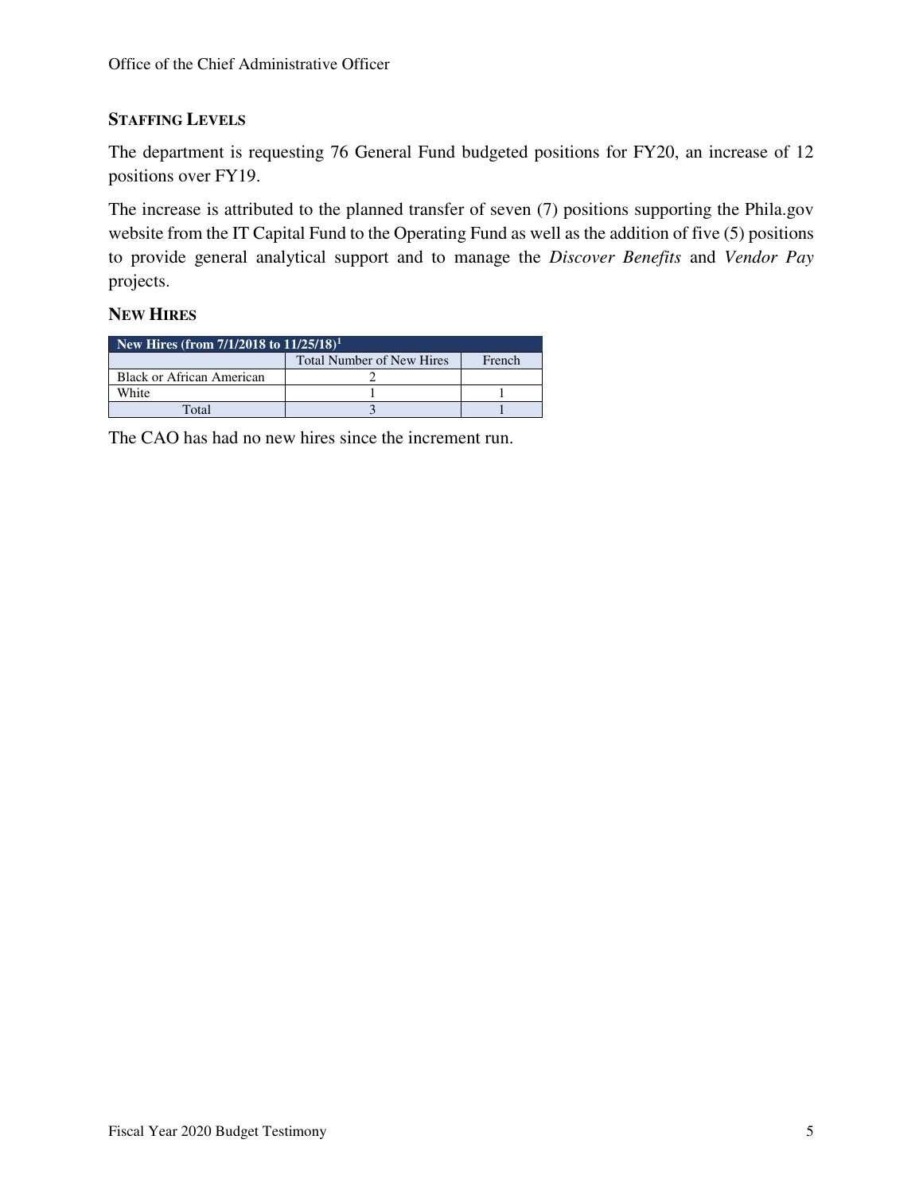### Staffing Levels

The department is requesting 76 General Fund budgeted positions for FY20, an increase of 12 positions over FY19.

The increase is attributed to the planned transfer of seven (7) positions supporting the Phila.gov website from the IT Capital Fund to the Operating Fund as well as the addition of five (5) positions to provide general analytical support and to manage the *Discover Benefits* and *Vendor Pay* projects.

### New Hires

| New Hires (from 7/1/2018 to 11/25/18)[1] | | |
|---|---|---|
| | Total Number of New Hires | French |
| Black or African American | 2 | |
| White | 1 | 1 |
| Total | 3 | 1 |

The CAO has had no new hires since the increment run.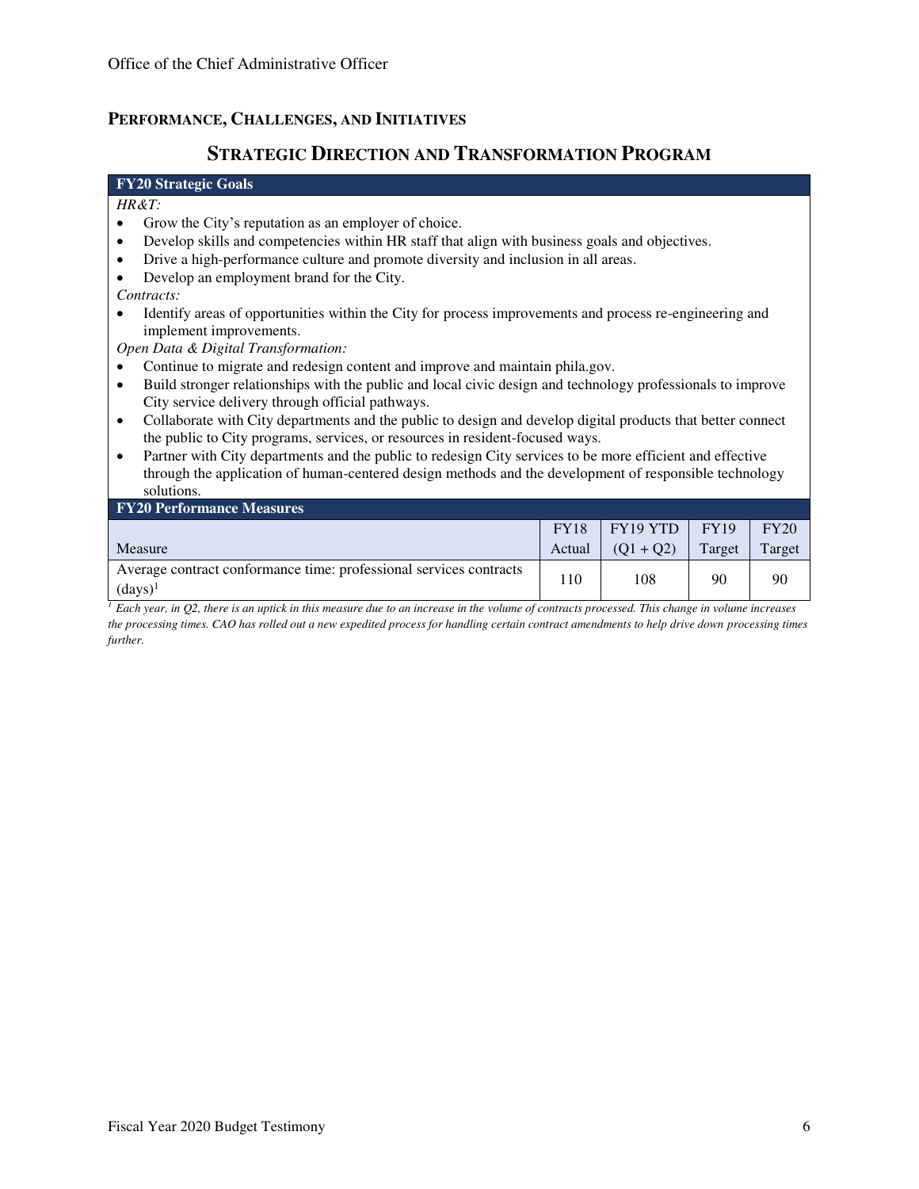## PERFORMANCE, CHALLENGES, AND INITIATIVES

### STRATEGIC DIRECTION AND TRANSFORMATION PROGRAM

**FY20 Strategic Goals**

*HR&T:*

- Grow the City's reputation as an employer of choice.
- Develop skills and competencies within HR staff that align with business goals and objectives.
- Drive a high-performance culture and promote diversity and inclusion in all areas.
- Develop an employment brand for the City.

*Contracts:*

- Identify areas of opportunities within the City for process improvements and process re-engineering and implement improvements.

*Open Data & Digital Transformation:*

- Continue to migrate and redesign content and improve and maintain phila.gov.
- Build stronger relationships with the public and local civic design and technology professionals to improve City service delivery through official pathways.
- Collaborate with City departments and the public to design and develop digital products that better connect the public to City programs, services, or resources in resident-focused ways.
- Partner with City departments and the public to redesign City services to be more efficient and effective through the application of human-centered design methods and the development of responsible technology solutions.

**FY20 Performance Measures**

| Measure | FY18 Actual | FY19 YTD (Q1 + Q2) | FY19 Target | FY20 Target |
|---|---|---|---|---|
| Average contract conformance time: professional services contracts (days)[1] | 110 | 108 | 90 | 90 |

*[1] Each year, in Q2, there is an uptick in this measure due to an increase in the volume of contracts processed. This change in volume increases the processing times. CAO has rolled out a new expedited process for handling certain contract amendments to help drive down processing times further.*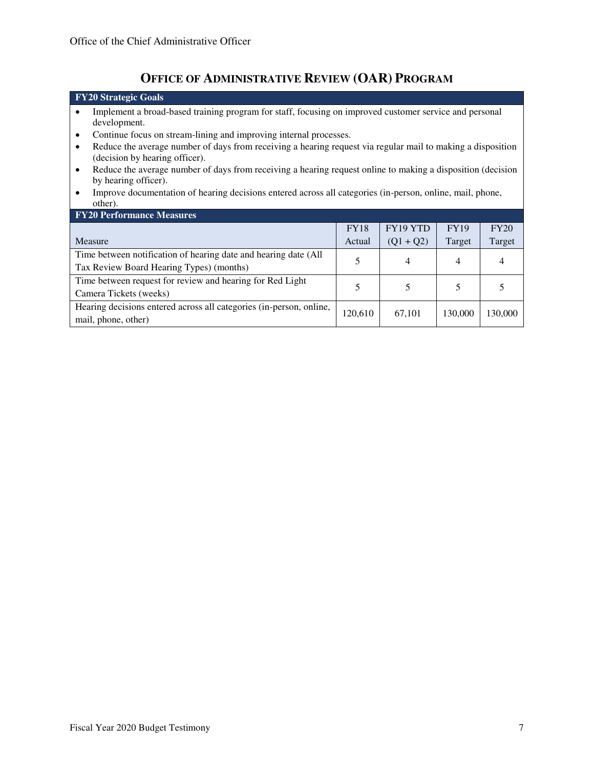# OFFICE OF ADMINISTRATIVE REVIEW (OAR) PROGRAM

**FY20 Strategic Goals**

- Implement a broad-based training program for staff, focusing on improved customer service and personal development.
- Continue focus on stream-lining and improving internal processes.
- Reduce the average number of days from receiving a hearing request via regular mail to making a disposition (decision by hearing officer).
- Reduce the average number of days from receiving a hearing request online to making a disposition (decision by hearing officer).
- Improve documentation of hearing decisions entered across all categories (in-person, online, mail, phone, other).

**FY20 Performance Measures**

| Measure | FY18 Actual | FY19 YTD (Q1 + Q2) | FY19 Target | FY20 Target |
|---|---|---|---|---|
| Time between notification of hearing date and hearing date (All Tax Review Board Hearing Types) (months) | 5 | 4 | 4 | 4 |
| Time between request for review and hearing for Red Light Camera Tickets (weeks) | 5 | 5 | 5 | 5 |
| Hearing decisions entered across all categories (in-person, online, mail, phone, other) | 120,610 | 67,101 | 130,000 | 130,000 |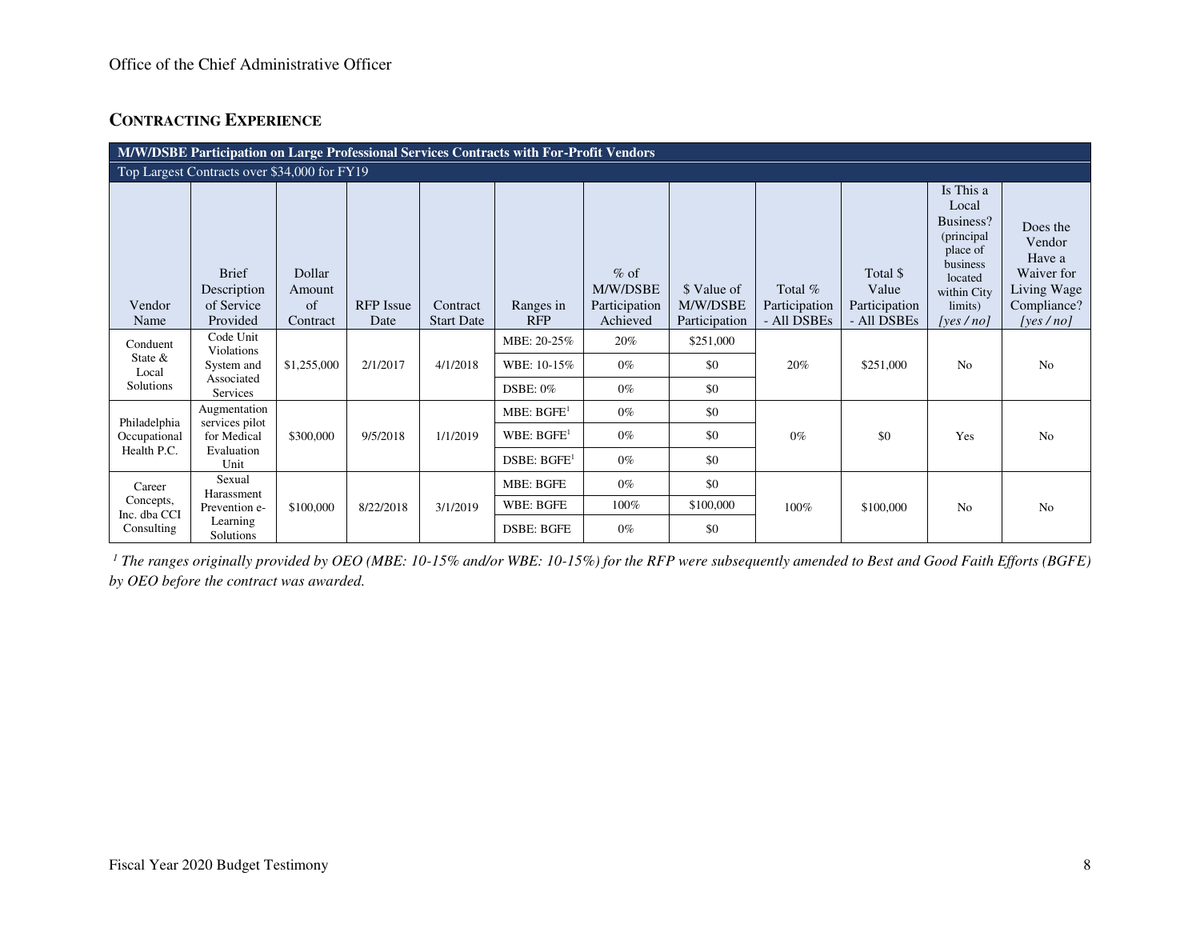Office of the Chief Administrative Officer

## CONTRACTING EXPERIENCE

| M/W/DSBE Participation on Large Professional Services Contracts with For-Profit Vendors | | | | | | | | | | | |
|---|---|---|---|---|---|---|---|---|---|---|---|
| Top Largest Contracts over $34,000 for FY19 | | | | | | | | | | | |
| Vendor Name | Brief Description of Service Provided | Dollar Amount of Contract | RFP Issue Date | Contract Start Date | Ranges in RFP | % of M/W/DSBE Participation Achieved | $ Value of M/W/DSBE Participation | Total % Participation - All DSBEs | Total $ Value Participation - All DSBEs | Is This a Local Business? (principal place of business located within City limits) *[yes / no]* | Does the Vendor Have a Waiver for Living Wage Compliance? *[yes / no]* |
| Conduent State & Local Solutions | Code Unit Violations System and Associated Services | $1,255,000 | 2/1/2017 | 4/1/2018 | MBE: 20-25% | 20% | $251,000 | 20% | $251,000 | No | No |
| | | | | | WBE: 10-15% | 0% | $0 | | | | |
| | | | | | DSBE: 0% | 0% | $0 | | | | |
| Philadelphia Occupational Health P.C. | Augmentation services pilot for Medical Evaluation Unit | $300,000 | 9/5/2018 | 1/1/2019 | MBE: BGFE[1] | 0% | $0 | 0% | $0 | Yes | No |
| | | | | | WBE: BGFE[1] | 0% | $0 | | | | |
| | | | | | DSBE: BGFE[1] | 0% | $0 | | | | |
| Career Concepts, Inc. dba CCI Consulting | Sexual Harassment Prevention e-Learning Solutions | $100,000 | 8/22/2018 | 3/1/2019 | MBE: BGFE | 0% | $0 | 100% | $100,000 | No | No |
| | | | | | WBE: BGFE | 100% | $100,000 | | | | |
| | | | | | DSBE: BGFE | 0% | $0 | | | | |

*[1] The ranges originally provided by OEO (MBE: 10-15% and/or WBE: 10-15%) for the RFP were subsequently amended to Best and Good Faith Efforts (BGFE) by OEO before the contract was awarded.*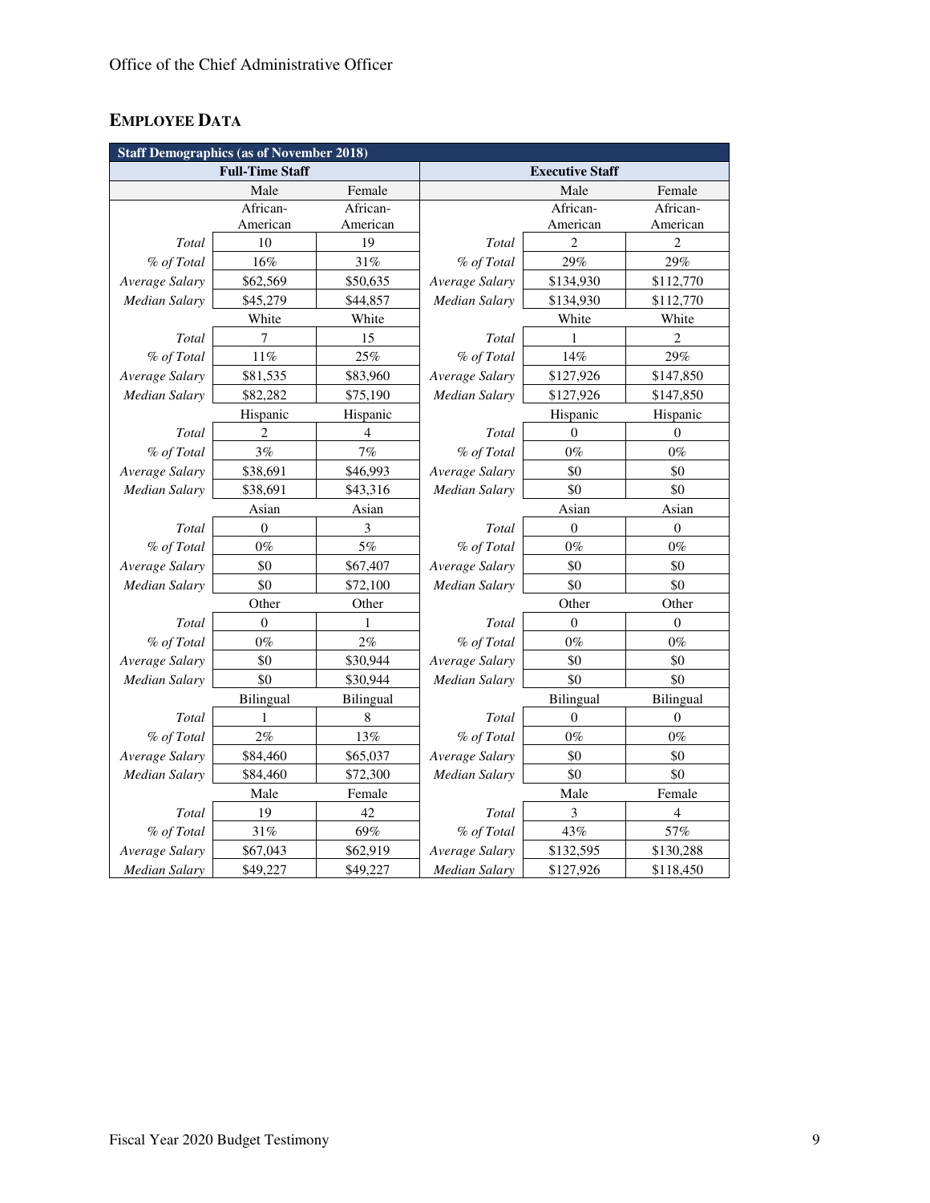## EMPLOYEE DATA

| Staff Demographics (as of November 2018) | | | | | |
|---|---|---|---|---|---|
| **Full-Time Staff** | | | **Executive Staff** | | |
| | Male | Female | | Male | Female |
| | African-American | African-American | | African-American | African-American |
| *Total* | 10 | 19 | *Total* | 2 | 2 |
| *% of Total* | 16% | 31% | *% of Total* | 29% | 29% |
| *Average Salary* | $62,569 | $50,635 | *Average Salary* | $134,930 | $112,770 |
| *Median Salary* | $45,279 | $44,857 | *Median Salary* | $134,930 | $112,770 |
| | White | White | | White | White |
| *Total* | 7 | 15 | *Total* | 1 | 2 |
| *% of Total* | 11% | 25% | *% of Total* | 14% | 29% |
| *Average Salary* | $81,535 | $83,960 | *Average Salary* | $127,926 | $147,850 |
| *Median Salary* | $82,282 | $75,190 | *Median Salary* | $127,926 | $147,850 |
| | Hispanic | Hispanic | | Hispanic | Hispanic |
| *Total* | 2 | 4 | *Total* | 0 | 0 |
| *% of Total* | 3% | 7% | *% of Total* | 0% | 0% |
| *Average Salary* | $38,691 | $46,993 | *Average Salary* | $0 | $0 |
| *Median Salary* | $38,691 | $43,316 | *Median Salary* | $0 | $0 |
| | Asian | Asian | | Asian | Asian |
| *Total* | 0 | 3 | *Total* | 0 | 0 |
| *% of Total* | 0% | 5% | *% of Total* | 0% | 0% |
| *Average Salary* | $0 | $67,407 | *Average Salary* | $0 | $0 |
| *Median Salary* | $0 | $72,100 | *Median Salary* | $0 | $0 |
| | Other | Other | | Other | Other |
| *Total* | 0 | 1 | *Total* | 0 | 0 |
| *% of Total* | 0% | 2% | *% of Total* | 0% | 0% |
| *Average Salary* | $0 | $30,944 | *Average Salary* | $0 | $0 |
| *Median Salary* | $0 | $30,944 | *Median Salary* | $0 | $0 |
| | Bilingual | Bilingual | | Bilingual | Bilingual |
| *Total* | 1 | 8 | *Total* | 0 | 0 |
| *% of Total* | 2% | 13% | *% of Total* | 0% | 0% |
| *Average Salary* | $84,460 | $65,037 | *Average Salary* | $0 | $0 |
| *Median Salary* | $84,460 | $72,300 | *Median Salary* | $0 | $0 |
| | Male | Female | | Male | Female |
| *Total* | 19 | 42 | *Total* | 3 | 4 |
| *% of Total* | 31% | 69% | *% of Total* | 43% | 57% |
| *Average Salary* | $67,043 | $62,919 | *Average Salary* | $132,595 | $130,288 |
| *Median Salary* | $49,227 | $49,227 | *Median Salary* | $127,926 | $118,450 |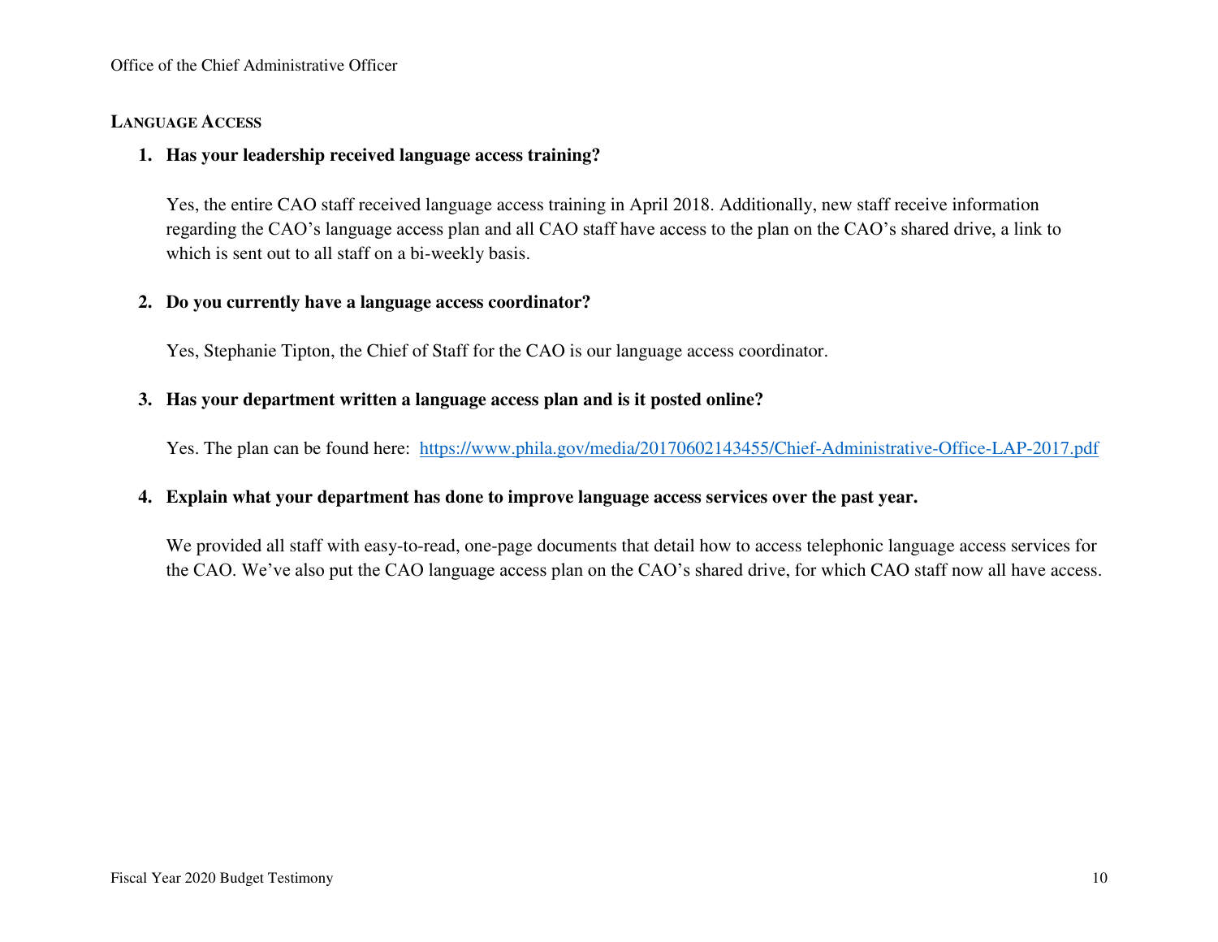## LANGUAGE ACCESS

1. **Has your leadership received language access training?**

   Yes, the entire CAO staff received language access training in April 2018. Additionally, new staff receive information regarding the CAO's language access plan and all CAO staff have access to the plan on the CAO's shared drive, a link to which is sent out to all staff on a bi-weekly basis.

2. **Do you currently have a language access coordinator?**

   Yes, Stephanie Tipton, the Chief of Staff for the CAO is our language access coordinator.

3. **Has your department written a language access plan and is it posted online?**

   Yes. The plan can be found here: [https://www.phila.gov/media/20170602143455/Chief-Administrative-Office-LAP-2017.pdf](https://www.phila.gov/media/20170602143455/Chief-Administrative-Office-LAP-2017.pdf)

4. **Explain what your department has done to improve language access services over the past year.**

   We provided all staff with easy-to-read, one-page documents that detail how to access telephonic language access services for the CAO. We've also put the CAO language access plan on the CAO's shared drive, for which CAO staff now all have access.